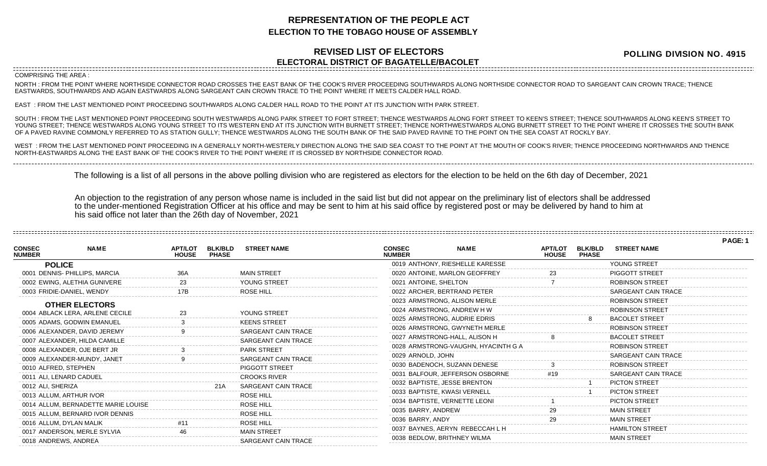# REPRESENTATION OF THE PEOPLE ACT
## ELECTION TO THE TOBAGO HOUSE OF ASSEMBLY

## REVISED LIST OF ELECTORS
## ELECTORAL DISTRICT OF BAGATELLE/BACOLET

**POLLING DIVISION NO. 4915**

COMPRISING THE AREA :

NORTH : FROM THE POINT WHERE NORTHSIDE CONNECTOR ROAD CROSSES THE EAST BANK OF THE COOK'S RIVER PROCEEDING SOUTHWARDS ALONG NORTHSIDE CONNECTOR ROAD TO SARGEANT CAIN CROWN TRACE; THENCE EASTWARDS, SOUTHWARDS AND AGAIN EASTWARDS ALONG SARGEANT CAIN CROWN TRACE TO THE POINT WHERE IT MEETS CALDER HALL ROAD.

EAST : FROM THE LAST MENTIONED POINT PROCEEDING SOUTHWARDS ALONG CALDER HALL ROAD TO THE POINT AT ITS JUNCTION WITH PARK STREET.

SOUTH : FROM THE LAST MENTIONED POINT PROCEEDING SOUTH WESTWARDS ALONG PARK STREET TO FORT STREET; THENCE WESTWARDS ALONG FORT STREET TO KEEN'S STREET; THENCE SOUTHWARDS ALONG KEEN'S STREET TO YOUNG STREET; THENCE WESTWARDS ALONG YOUNG STREET TO ITS WESTERN END AT ITS JUNCTION WITH BURNETT STREET; THENCE NORTHWESTWARDS ALONG BURNETT STREET TO THE POINT WHERE IT CROSSES THE SOUTH BANK OF A PAVED RAVINE COMMONLY REFERRED TO AS STATION GULLY; THENCE WESTWARDS ALONG THE SOUTH BANK OF THE SAID PAVED RAVINE TO THE POINT ON THE SEA COAST AT ROCKLY BAY.

WEST : FROM THE LAST MENTIONED POINT PROCEEDING IN A GENERALLY NORTH-WESTERLY DIRECTION ALONG THE SAID SEA COAST TO THE POINT AT THE MOUTH OF COOK'S RIVER; THENCE PROCEEDING NORTHWARDS AND THENCE NORTH-EASTWARDS ALONG THE EAST BANK OF THE COOK'S RIVER TO THE POINT WHERE IT IS CROSSED BY NORTHSIDE CONNECTOR ROAD.

The following is a list of all persons in the above polling division who are registered as electors for the election to be held on the 6th day of December, 2021

An objection to the registration of any person whose name is included in the said list but did not appear on the preliminary list of electors shall be addressed to the under-mentioned Registration Officer at his office and may be sent to him at his said office by registered post or may be delivered by hand to him at his said office not later than the 26th day of November, 2021

| CONSEC NUMBER | NAME | APT/LOT HOUSE | BLK/BLD PHASE | STREET NAME |
|---|---|---|---|---|
| **POLICE** | | | | |
| 0001 | DENNIS- PHILLIPS, MARCIA | 36A | | MAIN STREET |
| 0002 | EWING, ALETHIA GUNIVERE | 23 | | YOUNG STREET |
| 0003 | FRIDIE-DANIEL, WENDY | 17B | | ROSE HILL |
| **OTHER ELECTORS** | | | | |
| 0004 | ABLACK LERA, ARLENE CECILE | 23 | | YOUNG STREET |
| 0005 | ADAMS, GODWIN EMANUEL | 3 | | KEENS STREET |
| 0006 | ALEXANDER, DAVID JEREMY | 9 | | SARGEANT CAIN TRACE |
| 0007 | ALEXANDER, HILDA CAMILLE | | | SARGEANT CAIN TRACE |
| 0008 | ALEXANDER, OJE BERT JR | 3 | | PARK STREET |
| 0009 | ALEXANDER-MUNDY, JANET | 9 | | SARGEANT CAIN TRACE |
| 0010 | ALFRED, STEPHEN | | | PIGGOTT STREET |
| 0011 | ALI, LENARD CADUEL | | | CROOKS RIVER |
| 0012 | ALI, SHERIZA | | 21A | SARGEANT CAIN TRACE |
| 0013 | ALLUM, ARTHUR IVOR | | | ROSE HILL |
| 0014 | ALLUM, BERNADETTE MARIE LOUISE | | | ROSE HILL |
| 0015 | ALLUM, BERNARD IVOR DENNIS | | | ROSE HILL |
| 0016 | ALLUM, DYLAN MALIK | #11 | | ROSE HILL |
| 0017 | ANDERSON, MERLE SYLVIA | 46 | | MAIN STREET |
| 0018 | ANDREWS, ANDREA | | | SARGEANT CAIN TRACE |
| 0019 | ANTHONY, RIESHELLE KARESSE | | | YOUNG STREET |
| 0020 | ANTOINE, MARLON GEOFFREY | 23 | | PIGGOTT STREET |
| 0021 | ANTOINE, SHELTON | 7 | | ROBINSON STREET |
| 0022 | ARCHER, BERTRAND PETER | | | SARGEANT CAIN TRACE |
| 0023 | ARMSTRONG, ALISON MERLE | | | ROBINSON STREET |
| 0024 | ARMSTRONG, ANDREW H W | | | ROBINSON STREET |
| 0025 | ARMSTRONG, AUDRIE EDRIS | | 8 | BACOLET STREET |
| 0026 | ARMSTRONG, GWYNETH MERLE | | | ROBINSON STREET |
| 0027 | ARMSTRONG-HALL, ALISON H | 8 | | BACOLET STREET |
| 0028 | ARMSTRONG-VAUGHN, HYACINTH G A | | | ROBINSON STREET |
| 0029 | ARNOLD, JOHN | | | SARGEANT CAIN TRACE |
| 0030 | BADENOCH, SUZANN DENESE | 3 | | ROBINSON STREET |
| 0031 | BALFOUR, JEFFERSON OSBORNE | #19 | | SARGEANT CAIN TRACE |
| 0032 | BAPTISTE, JESSE BRENTON | | 1 | PICTON STREET |
| 0033 | BAPTISTE, KWASI VERNELL | | 1 | PICTON STREET |
| 0034 | BAPTISTE, VERNETTE LEONI | 1 | | PICTON STREET |
| 0035 | BARRY, ANDREW | 29 | | MAIN STREET |
| 0036 | BARRY, ANDY | 29 | | MAIN STREET |
| 0037 | BAYNES, AERYN REBECCAH L H | | | HAMILTON STREET |
| 0038 | BEDLOW, BRITHNEY WILMA | | | MAIN STREET |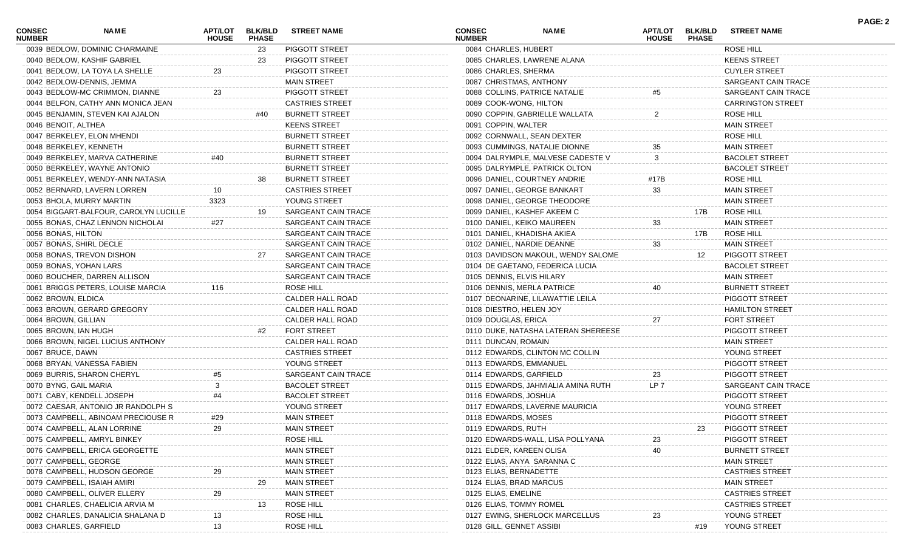| CONSEC NUMBER | NAME | APT/LOT HOUSE | BLK/BLD PHASE | STREET NAME |
|---|---|---|---|---|
| 0039 | BEDLOW, DOMINIC CHARMAINE | | 23 | PIGGOTT STREET |
| 0040 | BEDLOW, KASHIF GABRIEL | | 23 | PIGGOTT STREET |
| 0041 | BEDLOW, LA TOYA LA SHELLE | 23 | | PIGGOTT STREET |
| 0042 | BEDLOW-DENNIS, JEMMA | | | MAIN STREET |
| 0043 | BEDLOW-MC CRIMMON, DIANNE | 23 | | PIGGOTT STREET |
| 0044 | BELFON, CATHY ANN MONICA JEAN | | | CASTRIES STREET |
| 0045 | BENJAMIN, STEVEN KAI AJALON | | #40 | BURNETT STREET |
| 0046 | BENOIT, ALTHEA | | | KEENS STREET |
| 0047 | BERKELEY, ELON MHENDI | | | BURNETT STREET |
| 0048 | BERKELEY, KENNETH | | | BURNETT STREET |
| 0049 | BERKELEY, MARVA CATHERINE | #40 | | BURNETT STREET |
| 0050 | BERKELEY, WAYNE ANTONIO | | | BURNETT STREET |
| 0051 | BERKELEY, WENDY-ANN NATASIA | | 38 | BURNETT STREET |
| 0052 | BERNARD, LAVERN LORREN | 10 | | CASTRIES STREET |
| 0053 | BHOLA, MURRY MARTIN | 3323 | | YOUNG STREET |
| 0054 | BIGGART-BALFOUR, CAROLYN LUCILLE | | 19 | SARGEANT CAIN TRACE |
| 0055 | BONAS, CHAZ LENNON NICHOLAI | #27 | | SARGEANT CAIN TRACE |
| 0056 | BONAS, HILTON | | | SARGEANT CAIN TRACE |
| 0057 | BONAS, SHIRL DECLE | | | SARGEANT CAIN TRACE |
| 0058 | BONAS, TREVON DISHON | | 27 | SARGEANT CAIN TRACE |
| 0059 | BONAS, YOHAN LARS | | | SARGEANT CAIN TRACE |
| 0060 | BOUCHER, DARREN ALLISON | | | SARGEANT CAIN TRACE |
| 0061 | BRIGGS PETERS, LOUISE MARCIA | 116 | | ROSE HILL |
| 0062 | BROWN, ELDICA | | | CALDER HALL ROAD |
| 0063 | BROWN, GERARD GREGORY | | | CALDER HALL ROAD |
| 0064 | BROWN, GILLIAN | | | CALDER HALL ROAD |
| 0065 | BROWN, IAN HUGH | | #2 | FORT STREET |
| 0066 | BROWN, NIGEL LUCIUS ANTHONY | | | CALDER HALL ROAD |
| 0067 | BRUCE, DAWN | | | CASTRIES STREET |
| 0068 | BRYAN, VANESSA FABIEN | | | YOUNG STREET |
| 0069 | BURRIS, SHARON CHERYL | #5 | | SARGEANT CAIN TRACE |
| 0070 | BYNG, GAIL MARIA | 3 | | BACOLET STREET |
| 0071 | CABY, KENDELL JOSEPH | #4 | | BACOLET STREET |
| 0072 | CAESAR, ANTONIO JR RANDOLPH S | | | YOUNG STREET |
| 0073 | CAMPBELL, ABINOAM PRECIOUSE R | #29 | | MAIN STREET |
| 0074 | CAMPBELL, ALAN LORRINE | 29 | | MAIN STREET |
| 0075 | CAMPBELL, AMRYL BINKEY | | | ROSE HILL |
| 0076 | CAMPBELL, ERICA GEORGETTE | | | MAIN STREET |
| 0077 | CAMPBELL, GEORGE | | | MAIN STREET |
| 0078 | CAMPBELL, HUDSON GEORGE | 29 | | MAIN STREET |
| 0079 | CAMPBELL, ISAIAH AMIRI | | 29 | MAIN STREET |
| 0080 | CAMPBELL, OLIVER ELLERY | 29 | | MAIN STREET |
| 0081 | CHARLES, CHAELICIA ARVIA M | | 13 | ROSE HILL |
| 0082 | CHARLES, DANALICIA SHALANA D | 13 | | ROSE HILL |
| 0083 | CHARLES, GARFIELD | 13 | | ROSE HILL |
| 0084 | CHARLES, HUBERT | | | ROSE HILL |
| 0085 | CHARLES, LAWRENE ALANA | | | KEENS STREET |
| 0086 | CHARLES, SHERMA | | | CUYLER STREET |
| 0087 | CHRISTMAS, ANTHONY | | | SARGEANT CAIN TRACE |
| 0088 | COLLINS, PATRICE NATALIE | #5 | | SARGEANT CAIN TRACE |
| 0089 | COOK-WONG, HILTON | | | CARRINGTON STREET |
| 0090 | COPPIN, GABRIELLE WALLATA | 2 | | ROSE HILL |
| 0091 | COPPIN, WALTER | | | MAIN STREET |
| 0092 | CORNWALL, SEAN DEXTER | | | ROSE HILL |
| 0093 | CUMMINGS, NATALIE DIONNE | 35 | | MAIN STREET |
| 0094 | DALRYMPLE, MALVESE CADESTE V | 3 | | BACOLET STREET |
| 0095 | DALRYMPLE, PATRICK OLTON | | | BACOLET STREET |
| 0096 | DANIEL, COURTNEY ANDRIE | #17B | | ROSE HILL |
| 0097 | DANIEL, GEORGE BANKART | 33 | | MAIN STREET |
| 0098 | DANIEL, GEORGE THEODORE | | | MAIN STREET |
| 0099 | DANIEL, KASHEF AKEEM C | | 17B | ROSE HILL |
| 0100 | DANIEL, KEIKO MAUREEN | 33 | | MAIN STREET |
| 0101 | DANIEL, KHADISHA AKIEA | | 17B | ROSE HILL |
| 0102 | DANIEL, NARDIE DEANNE | 33 | | MAIN STREET |
| 0103 | DAVIDSON MAKOUL, WENDY SALOME | | 12 | PIGGOTT STREET |
| 0104 | DE GAETANO, FEDERICA LUCIA | | | BACOLET STREET |
| 0105 | DENNIS, ELVIS HILARY | | | MAIN STREET |
| 0106 | DENNIS, MERLA PATRICE | 40 | | BURNETT STREET |
| 0107 | DEONARINE, LILAWATTIE LEILA | | | PIGGOTT STREET |
| 0108 | DIESTRO, HELEN JOY | | | HAMILTON STREET |
| 0109 | DOUGLAS, ERICA | 27 | | FORT STREET |
| 0110 | DUKE, NATASHA LATERAN SHEREESE | | | PIGGOTT STREET |
| 0111 | DUNCAN, ROMAIN | | | MAIN STREET |
| 0112 | EDWARDS, CLINTON MC COLLIN | | | YOUNG STREET |
| 0113 | EDWARDS, EMMANUEL | | | PIGGOTT STREET |
| 0114 | EDWARDS, GARFIELD | 23 | | PIGGOTT STREET |
| 0115 | EDWARDS, JAHMIALIA AMINA RUTH | LP 7 | | SARGEANT CAIN TRACE |
| 0116 | EDWARDS, JOSHUA | | | PIGGOTT STREET |
| 0117 | EDWARDS, LAVERNE MAURICIA | | | YOUNG STREET |
| 0118 | EDWARDS, MOSES | | | PIGGOTT STREET |
| 0119 | EDWARDS, RUTH | | 23 | PIGGOTT STREET |
| 0120 | EDWARDS-WALL, LISA POLLYANA | 23 | | PIGGOTT STREET |
| 0121 | ELDER, KAREEN OLISA | 40 | | BURNETT STREET |
| 0122 | ELIAS, ANYA SARANNA C | | | MAIN STREET |
| 0123 | ELIAS, BERNADETTE | | | CASTRIES STREET |
| 0124 | ELIAS, BRAD MARCUS | | | MAIN STREET |
| 0125 | ELIAS, EMELINE | | | CASTRIES STREET |
| 0126 | ELIAS, TOMMY ROMEL | | | CASTRIES STREET |
| 0127 | EWING, SHERLOCK MARCELLUS | 23 | | YOUNG STREET |
| 0128 | GILL, GENNET ASSIBI | | #19 | YOUNG STREET |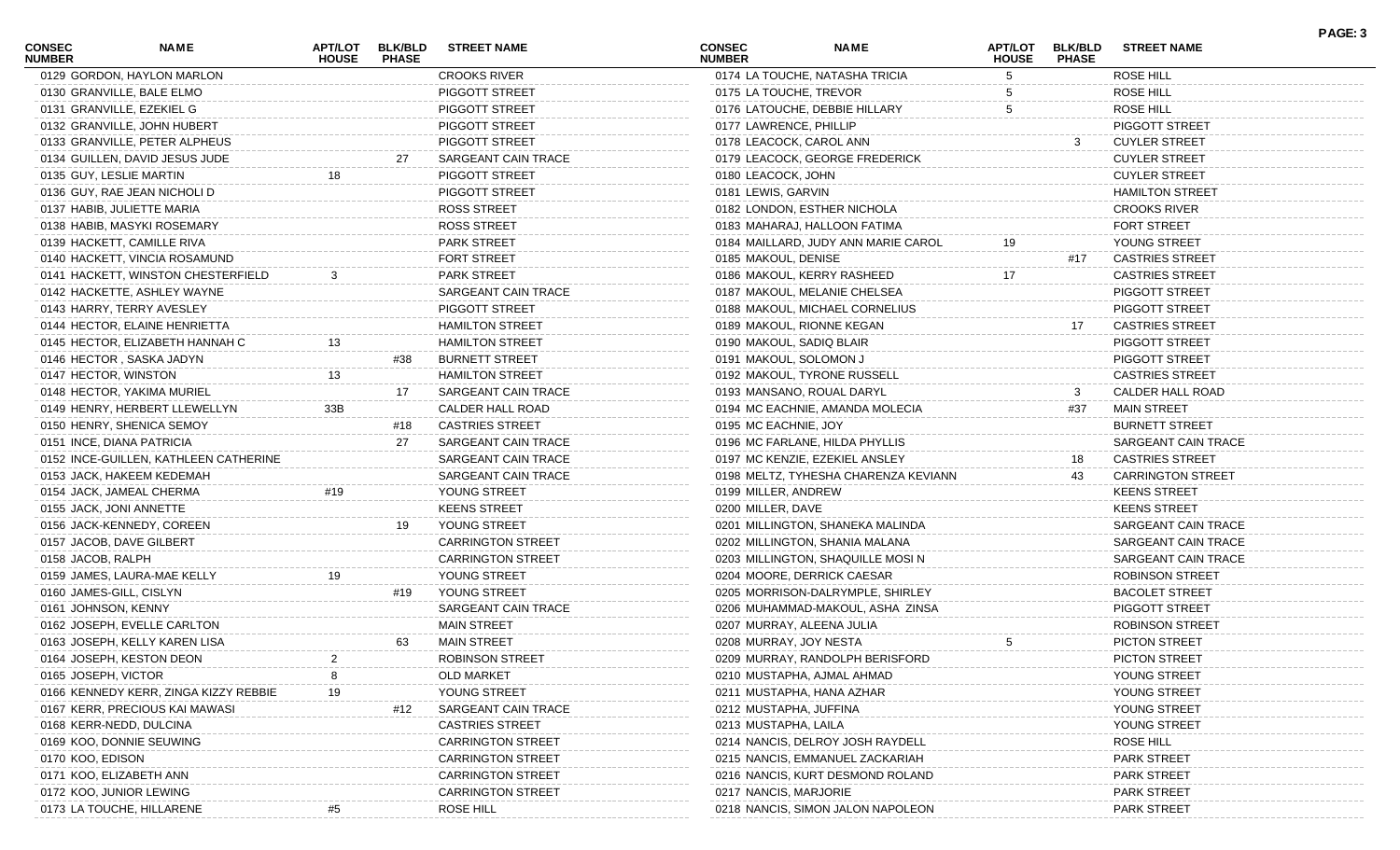| CONSEC NUMBER | NAME | APT/LOT HOUSE | BLK/BLD PHASE | STREET NAME |
|---|---|---|---|---|
| 0129 | GORDON, HAYLON MARLON | | | CROOKS RIVER |
| 0130 | GRANVILLE, BALE ELMO | | | PIGGOTT STREET |
| 0131 | GRANVILLE, EZEKIEL G | | | PIGGOTT STREET |
| 0132 | GRANVILLE, JOHN HUBERT | | | PIGGOTT STREET |
| 0133 | GRANVILLE, PETER ALPHEUS | | | PIGGOTT STREET |
| 0134 | GUILLEN, DAVID JESUS JUDE | | 27 | SARGEANT CAIN TRACE |
| 0135 | GUY, LESLIE MARTIN | 18 | | PIGGOTT STREET |
| 0136 | GUY, RAE JEAN NICHOLI D | | | PIGGOTT STREET |
| 0137 | HABIB, JULIETTE MARIA | | | ROSS STREET |
| 0138 | HABIB, MASYKI ROSEMARY | | | ROSS STREET |
| 0139 | HACKETT, CAMILLE RIVA | | | PARK STREET |
| 0140 | HACKETT, VINCIA ROSAMUND | | | FORT STREET |
| 0141 | HACKETT, WINSTON CHESTERFIELD | 3 | | PARK STREET |
| 0142 | HACKETTE, ASHLEY WAYNE | | | SARGEANT CAIN TRACE |
| 0143 | HARRY, TERRY AVESLEY | | | PIGGOTT STREET |
| 0144 | HECTOR, ELAINE HENRIETTA | | | HAMILTON STREET |
| 0145 | HECTOR, ELIZABETH HANNAH C | 13 | | HAMILTON STREET |
| 0146 | HECTOR , SASKA JADYN | | #38 | BURNETT STREET |
| 0147 | HECTOR, WINSTON | 13 | | HAMILTON STREET |
| 0148 | HECTOR, YAKIMA MURIEL | | 17 | SARGEANT CAIN TRACE |
| 0149 | HENRY, HERBERT LLEWELLYN | 33B | | CALDER HALL ROAD |
| 0150 | HENRY, SHENICA SEMOY | | #18 | CASTRIES STREET |
| 0151 | INCE, DIANA PATRICIA | | 27 | SARGEANT CAIN TRACE |
| 0152 | INCE-GUILLEN, KATHLEEN CATHERINE | | | SARGEANT CAIN TRACE |
| 0153 | JACK, HAKEEM KEDEMAH | | | SARGEANT CAIN TRACE |
| 0154 | JACK, JAMEAL CHERMA | #19 | | YOUNG STREET |
| 0155 | JACK, JONI ANNETTE | | | KEENS STREET |
| 0156 | JACK-KENNEDY, COREEN | | 19 | YOUNG STREET |
| 0157 | JACOB, DAVE GILBERT | | | CARRINGTON STREET |
| 0158 | JACOB, RALPH | | | CARRINGTON STREET |
| 0159 | JAMES, LAURA-MAE KELLY | 19 | | YOUNG STREET |
| 0160 | JAMES-GILL, CISLYN | | #19 | YOUNG STREET |
| 0161 | JOHNSON, KENNY | | | SARGEANT CAIN TRACE |
| 0162 | JOSEPH, EVELLE CARLTON | | | MAIN STREET |
| 0163 | JOSEPH, KELLY KAREN LISA | | 63 | MAIN STREET |
| 0164 | JOSEPH, KESTON DEON | 2 | | ROBINSON STREET |
| 0165 | JOSEPH, VICTOR | 8 | | OLD MARKET |
| 0166 | KENNEDY KERR, ZINGA KIZZY REBBIE | 19 | | YOUNG STREET |
| 0167 | KERR, PRECIOUS KAI MAWASI | | #12 | SARGEANT CAIN TRACE |
| 0168 | KERR-NEDD, DULCINA | | | CASTRIES STREET |
| 0169 | KOO, DONNIE SEUWING | | | CARRINGTON STREET |
| 0170 | KOO, EDISON | | | CARRINGTON STREET |
| 0171 | KOO, ELIZABETH ANN | | | CARRINGTON STREET |
| 0172 | KOO, JUNIOR LEWING | | | CARRINGTON STREET |
| 0173 | LA TOUCHE, HILLARENE | #5 | | ROSE HILL |
| 0174 | LA TOUCHE, NATASHA TRICIA | 5 | | ROSE HILL |
| 0175 | LA TOUCHE, TREVOR | 5 | | ROSE HILL |
| 0176 | LATOUCHE, DEBBIE HILLARY | 5 | | ROSE HILL |
| 0177 | LAWRENCE, PHILLIP | | | PIGGOTT STREET |
| 0178 | LEACOCK, CAROL ANN | | 3 | CUYLER STREET |
| 0179 | LEACOCK, GEORGE FREDERICK | | | CUYLER STREET |
| 0180 | LEACOCK, JOHN | | | CUYLER STREET |
| 0181 | LEWIS, GARVIN | | | HAMILTON STREET |
| 0182 | LONDON, ESTHER NICHOLA | | | CROOKS RIVER |
| 0183 | MAHARAJ, HALLOON FATIMA | | | FORT STREET |
| 0184 | MAILLARD, JUDY ANN MARIE CAROL | 19 | | YOUNG STREET |
| 0185 | MAKOUL, DENISE | | #17 | CASTRIES STREET |
| 0186 | MAKOUL, KERRY RASHEED | 17 | | CASTRIES STREET |
| 0187 | MAKOUL, MELANIE CHELSEA | | | PIGGOTT STREET |
| 0188 | MAKOUL, MICHAEL CORNELIUS | | | PIGGOTT STREET |
| 0189 | MAKOUL, RIONNE KEGAN | | 17 | CASTRIES STREET |
| 0190 | MAKOUL, SADIQ BLAIR | | | PIGGOTT STREET |
| 0191 | MAKOUL, SOLOMON J | | | PIGGOTT STREET |
| 0192 | MAKOUL, TYRONE RUSSELL | | | CASTRIES STREET |
| 0193 | MANSANO, ROUAL DARYL | | 3 | CALDER HALL ROAD |
| 0194 | MC EACHNIE, AMANDA MOLECIA | | #37 | MAIN STREET |
| 0195 | MC EACHNIE, JOY | | | BURNETT STREET |
| 0196 | MC FARLANE, HILDA PHYLLIS | | | SARGEANT CAIN TRACE |
| 0197 | MC KENZIE, EZEKIEL ANSLEY | | 18 | CASTRIES STREET |
| 0198 | MELTZ, TYHESHA CHARENZA KEVIANN | | 43 | CARRINGTON STREET |
| 0199 | MILLER, ANDREW | | | KEENS STREET |
| 0200 | MILLER, DAVE | | | KEENS STREET |
| 0201 | MILLINGTON, SHANEKA MALINDA | | | SARGEANT CAIN TRACE |
| 0202 | MILLINGTON, SHANIA MALANA | | | SARGEANT CAIN TRACE |
| 0203 | MILLINGTON, SHAQUILLE MOSI N | | | SARGEANT CAIN TRACE |
| 0204 | MOORE, DERRICK CAESAR | | | ROBINSON STREET |
| 0205 | MORRISON-DALRYMPLE, SHIRLEY | | | BACOLET STREET |
| 0206 | MUHAMMAD-MAKOUL, ASHA ZINSA | | | PIGGOTT STREET |
| 0207 | MURRAY, ALEENA JULIA | | | ROBINSON STREET |
| 0208 | MURRAY, JOY NESTA | 5 | | PICTON STREET |
| 0209 | MURRAY, RANDOLPH BERISFORD | | | PICTON STREET |
| 0210 | MUSTAPHA, AJMAL AHMAD | | | YOUNG STREET |
| 0211 | MUSTAPHA, HANA AZHAR | | | YOUNG STREET |
| 0212 | MUSTAPHA, JUFFINA | | | YOUNG STREET |
| 0213 | MUSTAPHA, LAILA | | | YOUNG STREET |
| 0214 | NANCIS, DELROY JOSH RAYDELL | | | ROSE HILL |
| 0215 | NANCIS, EMMANUEL ZACKARIAH | | | PARK STREET |
| 0216 | NANCIS, KURT DESMOND ROLAND | | | PARK STREET |
| 0217 | NANCIS, MARJORIE | | | PARK STREET |
| 0218 | NANCIS, SIMON JALON NAPOLEON | | | PARK STREET |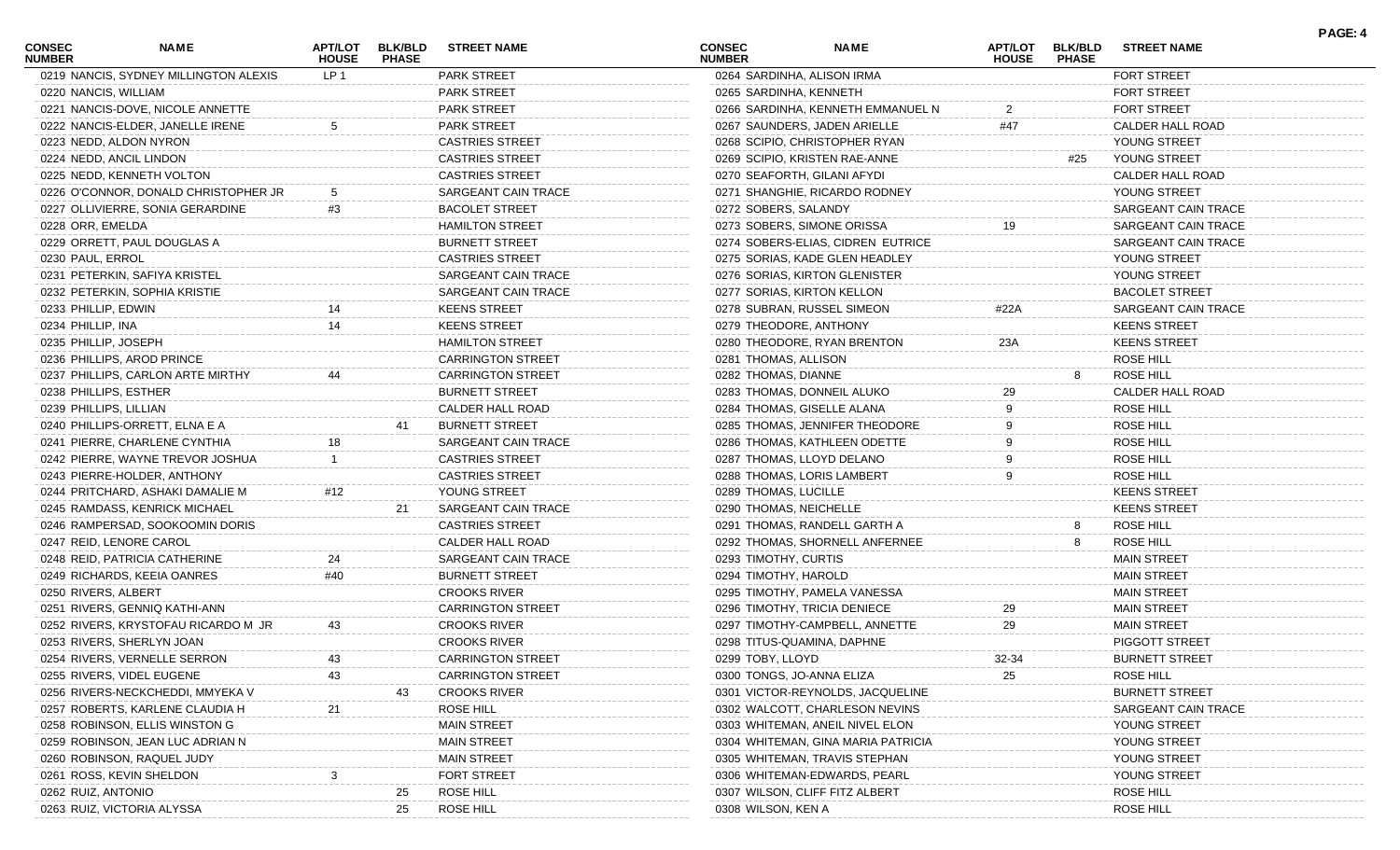| CONSEC NUMBER | NAME | APT/LOT HOUSE | BLK/BLD PHASE | STREET NAME |
|---|---|---|---|---|
| 0219 | NANCIS, SYDNEY MILLINGTON ALEXIS | LP 1 | | PARK STREET |
| 0220 | NANCIS, WILLIAM | | | PARK STREET |
| 0221 | NANCIS-DOVE, NICOLE ANNETTE | | | PARK STREET |
| 0222 | NANCIS-ELDER, JANELLE IRENE | 5 | | PARK STREET |
| 0223 | NEDD, ALDON NYRON | | | CASTRIES STREET |
| 0224 | NEDD, ANCIL LINDON | | | CASTRIES STREET |
| 0225 | NEDD, KENNETH VOLTON | | | CASTRIES STREET |
| 0226 | O'CONNOR, DONALD CHRISTOPHER JR | 5 | | SARGEANT CAIN TRACE |
| 0227 | OLLIVIERRE, SONIA GERARDINE | #3 | | BACOLET STREET |
| 0228 | ORR, EMELDA | | | HAMILTON STREET |
| 0229 | ORRETT, PAUL DOUGLAS A | | | BURNETT STREET |
| 0230 | PAUL, ERROL | | | CASTRIES STREET |
| 0231 | PETERKIN, SAFIYA KRISTEL | | | SARGEANT CAIN TRACE |
| 0232 | PETERKIN, SOPHIA KRISTIE | | | SARGEANT CAIN TRACE |
| 0233 | PHILLIP, EDWIN | 14 | | KEENS STREET |
| 0234 | PHILLIP, INA | 14 | | KEENS STREET |
| 0235 | PHILLIP, JOSEPH | | | HAMILTON STREET |
| 0236 | PHILLIPS, AROD PRINCE | | | CARRINGTON STREET |
| 0237 | PHILLIPS, CARLON ARTE MIRTHY | 44 | | CARRINGTON STREET |
| 0238 | PHILLIPS, ESTHER | | | BURNETT STREET |
| 0239 | PHILLIPS, LILLIAN | | | CALDER HALL ROAD |
| 0240 | PHILLIPS-ORRETT, ELNA E A | | 41 | BURNETT STREET |
| 0241 | PIERRE, CHARLENE CYNTHIA | 18 | | SARGEANT CAIN TRACE |
| 0242 | PIERRE, WAYNE TREVOR JOSHUA | 1 | | CASTRIES STREET |
| 0243 | PIERRE-HOLDER, ANTHONY | | | CASTRIES STREET |
| 0244 | PRITCHARD, ASHAKI DAMALIE M | #12 | | YOUNG STREET |
| 0245 | RAMDASS, KENRICK MICHAEL | | 21 | SARGEANT CAIN TRACE |
| 0246 | RAMPERSAD, SOOKOOMIN DORIS | | | CASTRIES STREET |
| 0247 | REID, LENORE CAROL | | | CALDER HALL ROAD |
| 0248 | REID, PATRICIA CATHERINE | 24 | | SARGEANT CAIN TRACE |
| 0249 | RICHARDS, KEEIA OANRES | #40 | | BURNETT STREET |
| 0250 | RIVERS, ALBERT | | | CROOKS RIVER |
| 0251 | RIVERS, GENNIQ KATHI-ANN | | | CARRINGTON STREET |
| 0252 | RIVERS, KRYSTOFAU RICARDO M JR | 43 | | CROOKS RIVER |
| 0253 | RIVERS, SHERLYN JOAN | | | CROOKS RIVER |
| 0254 | RIVERS, VERNELLE SERRON | 43 | | CARRINGTON STREET |
| 0255 | RIVERS, VIDEL EUGENE | 43 | | CARRINGTON STREET |
| 0256 | RIVERS-NECKCHEDDI, MMYEKA V | | 43 | CROOKS RIVER |
| 0257 | ROBERTS, KARLENE CLAUDIA H | 21 | | ROSE HILL |
| 0258 | ROBINSON, ELLIS WINSTON G | | | MAIN STREET |
| 0259 | ROBINSON, JEAN LUC ADRIAN N | | | MAIN STREET |
| 0260 | ROBINSON, RAQUEL JUDY | | | MAIN STREET |
| 0261 | ROSS, KEVIN SHELDON | 3 | | FORT STREET |
| 0262 | RUIZ, ANTONIO | | 25 | ROSE HILL |
| 0263 | RUIZ, VICTORIA ALYSSA | | 25 | ROSE HILL |
| 0264 | SARDINHA, ALISON IRMA | | | FORT STREET |
| 0265 | SARDINHA, KENNETH | | | FORT STREET |
| 0266 | SARDINHA, KENNETH EMMANUEL N | 2 | | FORT STREET |
| 0267 | SAUNDERS, JADEN ARIELLE | #47 | | CALDER HALL ROAD |
| 0268 | SCIPIO, CHRISTOPHER RYAN | | | YOUNG STREET |
| 0269 | SCIPIO, KRISTEN RAE-ANNE | | #25 | YOUNG STREET |
| 0270 | SEAFORTH, GILANI AFYDI | | | CALDER HALL ROAD |
| 0271 | SHANGHIE, RICARDO RODNEY | | | YOUNG STREET |
| 0272 | SOBERS, SALANDY | | | SARGEANT CAIN TRACE |
| 0273 | SOBERS, SIMONE ORISSA | 19 | | SARGEANT CAIN TRACE |
| 0274 | SOBERS-ELIAS, CIDREN EUTRICE | | | SARGEANT CAIN TRACE |
| 0275 | SORIAS, KADE GLEN HEADLEY | | | YOUNG STREET |
| 0276 | SORIAS, KIRTON GLENISTER | | | YOUNG STREET |
| 0277 | SORIAS, KIRTON KELLON | | | BACOLET STREET |
| 0278 | SUBRAN, RUSSEL SIMEON | #22A | | SARGEANT CAIN TRACE |
| 0279 | THEODORE, ANTHONY | | | KEENS STREET |
| 0280 | THEODORE, RYAN BRENTON | 23A | | KEENS STREET |
| 0281 | THOMAS, ALLISON | | | ROSE HILL |
| 0282 | THOMAS, DIANNE | | 8 | ROSE HILL |
| 0283 | THOMAS, DONNEIL ALUKO | 29 | | CALDER HALL ROAD |
| 0284 | THOMAS, GISELLE ALANA | 9 | | ROSE HILL |
| 0285 | THOMAS, JENNIFER THEODORE | 9 | | ROSE HILL |
| 0286 | THOMAS, KATHLEEN ODETTE | 9 | | ROSE HILL |
| 0287 | THOMAS, LLOYD DELANO | 9 | | ROSE HILL |
| 0288 | THOMAS, LORIS LAMBERT | 9 | | ROSE HILL |
| 0289 | THOMAS, LUCILLE | | | KEENS STREET |
| 0290 | THOMAS, NEICHELLE | | | KEENS STREET |
| 0291 | THOMAS, RANDELL GARTH A | | 8 | ROSE HILL |
| 0292 | THOMAS, SHORNELL ANFERNEE | | 8 | ROSE HILL |
| 0293 | TIMOTHY, CURTIS | | | MAIN STREET |
| 0294 | TIMOTHY, HAROLD | | | MAIN STREET |
| 0295 | TIMOTHY, PAMELA VANESSA | | | MAIN STREET |
| 0296 | TIMOTHY, TRICIA DENIECE | 29 | | MAIN STREET |
| 0297 | TIMOTHY-CAMPBELL, ANNETTE | 29 | | MAIN STREET |
| 0298 | TITUS-QUAMINA, DAPHNE | | | PIGGOTT STREET |
| 0299 | TOBY, LLOYD | 32-34 | | BURNETT STREET |
| 0300 | TONGS, JO-ANNA ELIZA | 25 | | ROSE HILL |
| 0301 | VICTOR-REYNOLDS, JACQUELINE | | | BURNETT STREET |
| 0302 | WALCOTT, CHARLESON NEVINS | | | SARGEANT CAIN TRACE |
| 0303 | WHITEMAN, ANEIL NIVEL ELON | | | YOUNG STREET |
| 0304 | WHITEMAN, GINA MARIA PATRICIA | | | YOUNG STREET |
| 0305 | WHITEMAN, TRAVIS STEPHAN | | | YOUNG STREET |
| 0306 | WHITEMAN-EDWARDS, PEARL | | | YOUNG STREET |
| 0307 | WILSON, CLIFF FITZ ALBERT | | | ROSE HILL |
| 0308 | WILSON, KEN A | | | ROSE HILL |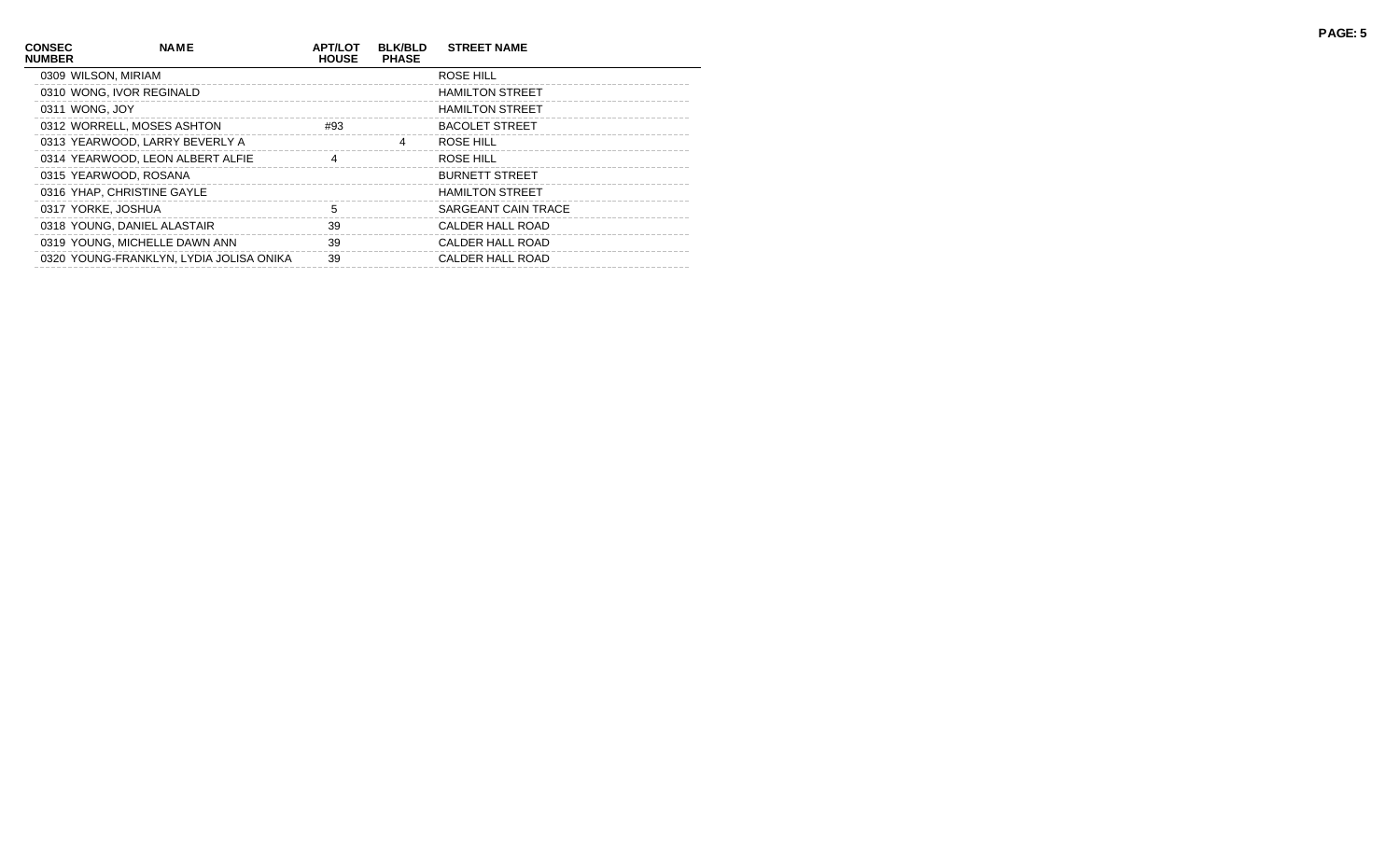| CONSEC NUMBER | NAME | APT/LOT HOUSE | BLK/BLD PHASE | STREET NAME |
|---|---|---|---|---|
| 0309 | WILSON, MIRIAM | | | ROSE HILL |
| 0310 | WONG, IVOR REGINALD | | | HAMILTON STREET |
| 0311 | WONG, JOY | | | HAMILTON STREET |
| 0312 | WORRELL, MOSES ASHTON | #93 | | BACOLET STREET |
| 0313 | YEARWOOD, LARRY BEVERLY A | | 4 | ROSE HILL |
| 0314 | YEARWOOD, LEON ALBERT ALFIE | 4 | | ROSE HILL |
| 0315 | YEARWOOD, ROSANA | | | BURNETT STREET |
| 0316 | YHAP, CHRISTINE GAYLE | | | HAMILTON STREET |
| 0317 | YORKE, JOSHUA | 5 | | SARGEANT CAIN TRACE |
| 0318 | YOUNG, DANIEL ALASTAIR | 39 | | CALDER HALL ROAD |
| 0319 | YOUNG, MICHELLE DAWN ANN | 39 | | CALDER HALL ROAD |
| 0320 | YOUNG-FRANKLYN, LYDIA JOLISA ONIKA | 39 | | CALDER HALL ROAD |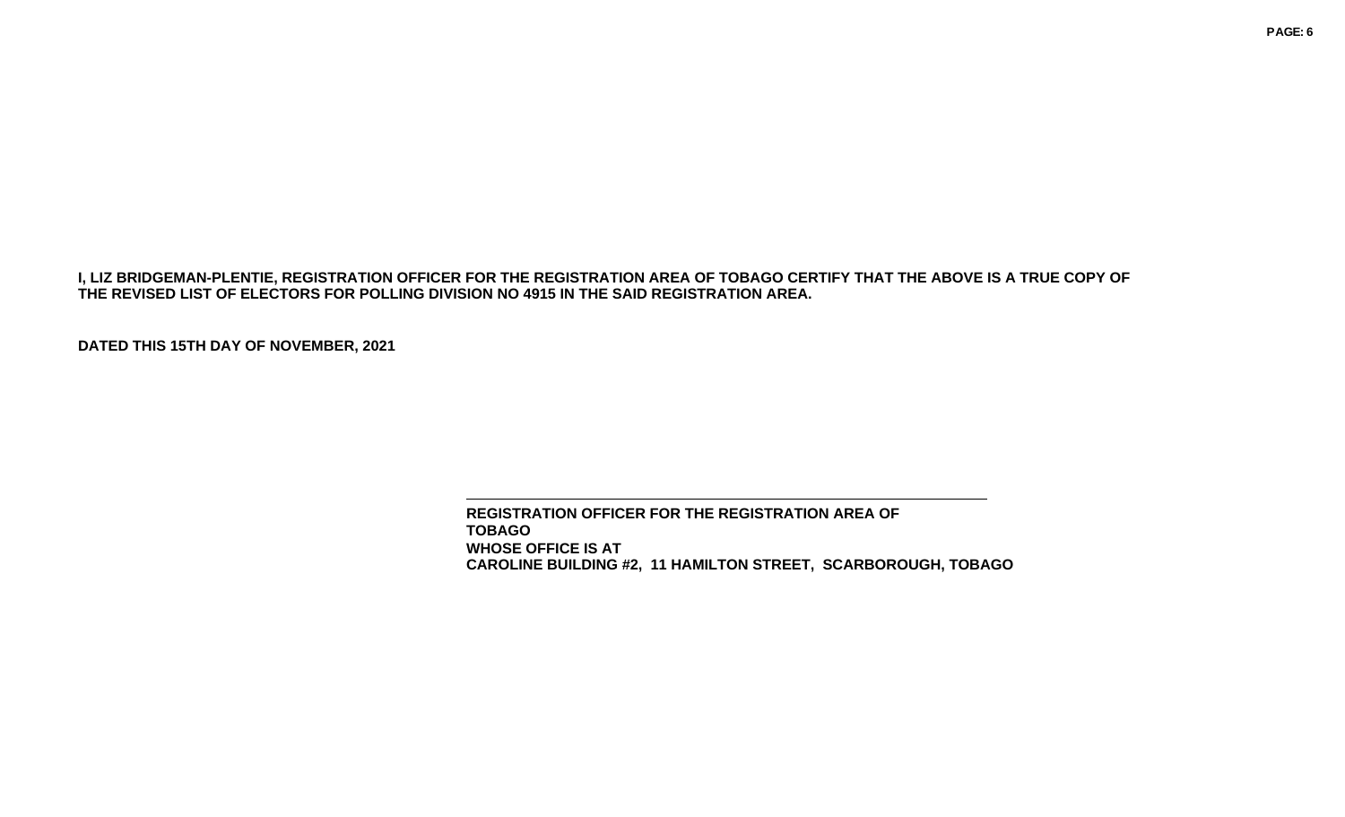**I, LIZ BRIDGEMAN-PLENTIE, REGISTRATION OFFICER FOR THE REGISTRATION AREA OF TOBAGO CERTIFY THAT THE ABOVE IS A TRUE COPY OF THE REVISED LIST OF ELECTORS FOR POLLING DIVISION NO 4915 IN THE SAID REGISTRATION AREA.**

**DATED THIS 15TH DAY OF NOVEMBER, 2021**

______________________________________________

**REGISTRATION OFFICER FOR THE REGISTRATION AREA OF TOBAGO**
**WHOSE OFFICE IS AT**
**CAROLINE BUILDING #2, 11 HAMILTON STREET, SCARBOROUGH, TOBAGO**